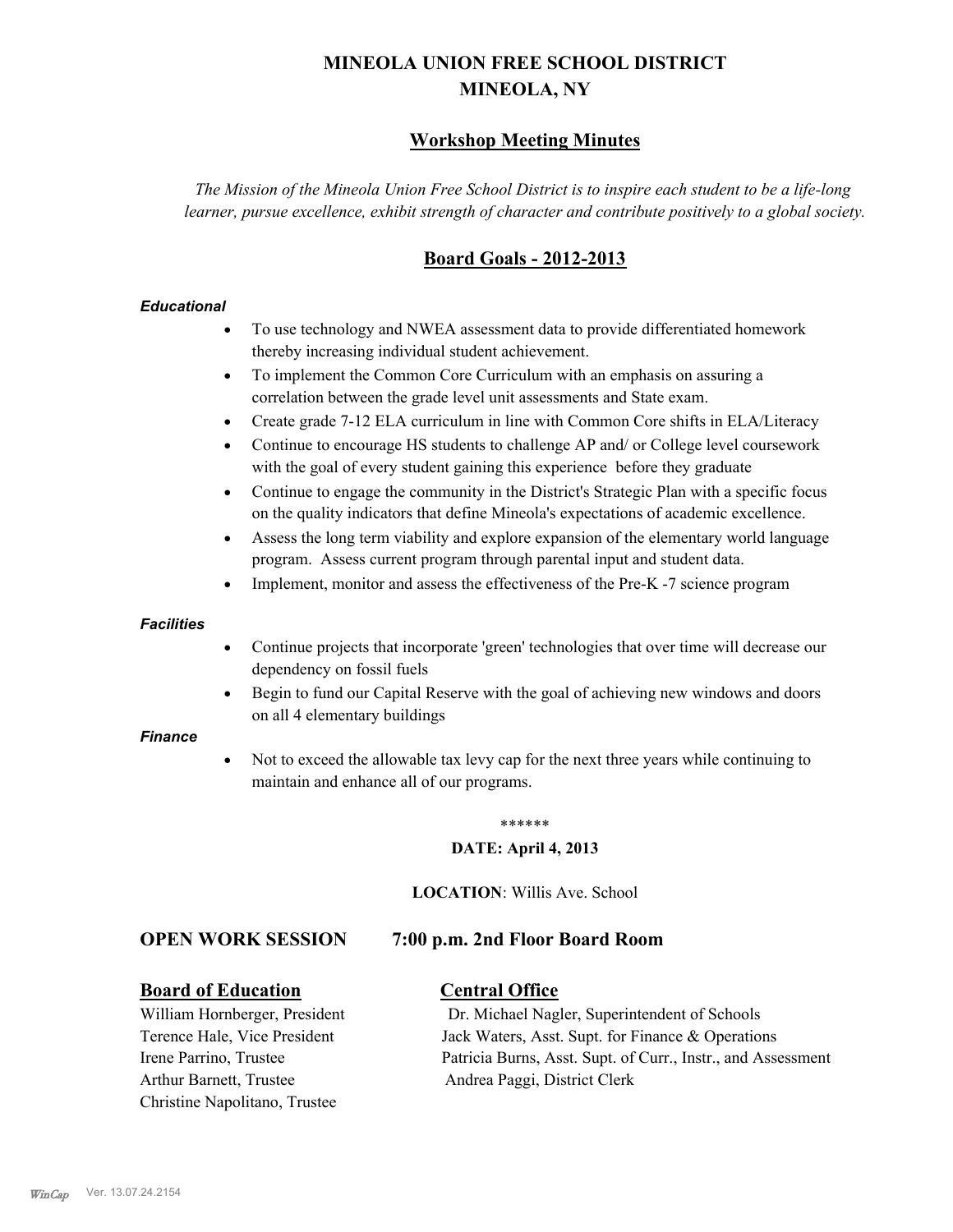# MINEOLA UNION FREE SCHOOL DISTRICT
# MINEOLA, NY

## Workshop Meeting Minutes

*The Mission of the Mineola Union Free School District is to inspire each student to be a life-long learner, pursue excellence, exhibit strength of character and contribute positively to a global society.*

## Board Goals - 2012-2013

***Educational***

- To use technology and NWEA assessment data to provide differentiated homework thereby increasing individual student achievement.
- To implement the Common Core Curriculum with an emphasis on assuring a correlation between the grade level unit assessments and State exam.
- Create grade 7-12 ELA curriculum in line with Common Core shifts in ELA/Literacy
- Continue to encourage HS students to challenge AP and/ or College level coursework with the goal of every student gaining this experience before they graduate
- Continue to engage the community in the District's Strategic Plan with a specific focus on the quality indicators that define Mineola's expectations of academic excellence.
- Assess the long term viability and explore expansion of the elementary world language program. Assess current program through parental input and student data.
- Implement, monitor and assess the effectiveness of the Pre-K -7 science program

***Facilities***

- Continue projects that incorporate 'green' technologies that over time will decrease our dependency on fossil fuels
- Begin to fund our Capital Reserve with the goal of achieving new windows and doors on all 4 elementary buildings

***Finance***

- Not to exceed the allowable tax levy cap for the next three years while continuing to maintain and enhance all of our programs.

******

**DATE: April 4, 2013**

**LOCATION**: Willis Ave. School

**OPEN WORK SESSION 7:00 p.m. 2nd Floor Board Room**

**Board of Education**

William Hornberger, President
Terence Hale, Vice President
Irene Parrino, Trustee
Arthur Barnett, Trustee
Christine Napolitano, Trustee

**Central Office**

Dr. Michael Nagler, Superintendent of Schools
Jack Waters, Asst. Supt. for Finance & Operations
Patricia Burns, Asst. Supt. of Curr., Instr., and Assessment
Andrea Paggi, District Clerk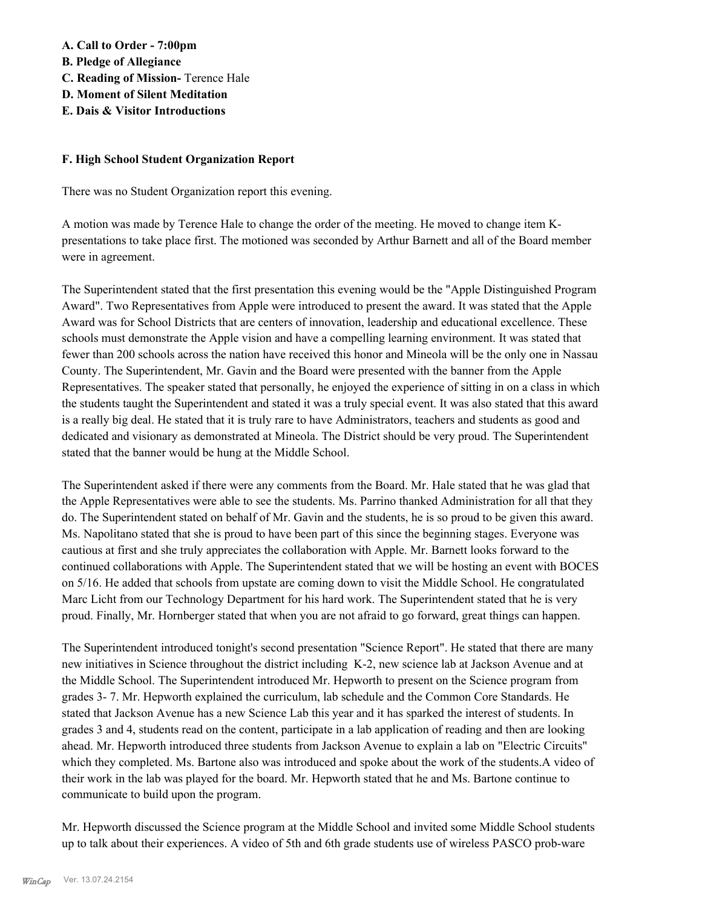**A. Call to Order - 7:00pm**
**B. Pledge of Allegiance**
**C. Reading of Mission-** Terence Hale
**D. Moment of Silent Meditation**
**E. Dais & Visitor Introductions**

**F. High School Student Organization Report**

There was no Student Organization report this evening.

A motion was made by Terence Hale to change the order of the meeting. He moved to change item K-presentations to take place first. The motioned was seconded by Arthur Barnett and all of the Board member were in agreement.

The Superintendent stated that the first presentation this evening would be the "Apple Distinguished Program Award". Two Representatives from Apple were introduced to present the award. It was stated that the Apple Award was for School Districts that are centers of innovation, leadership and educational excellence. These schools must demonstrate the Apple vision and have a compelling learning environment. It was stated that fewer than 200 schools across the nation have received this honor and Mineola will be the only one in Nassau County. The Superintendent, Mr. Gavin and the Board were presented with the banner from the Apple Representatives. The speaker stated that personally, he enjoyed the experience of sitting in on a class in which the students taught the Superintendent and stated it was a truly special event. It was also stated that this award is a really big deal. He stated that it is truly rare to have Administrators, teachers and students as good and dedicated and visionary as demonstrated at Mineola. The District should be very proud. The Superintendent stated that the banner would be hung at the Middle School.

The Superintendent asked if there were any comments from the Board. Mr. Hale stated that he was glad that the Apple Representatives were able to see the students. Ms. Parrino thanked Administration for all that they do. The Superintendent stated on behalf of Mr. Gavin and the students, he is so proud to be given this award. Ms. Napolitano stated that she is proud to have been part of this since the beginning stages. Everyone was cautious at first and she truly appreciates the collaboration with Apple. Mr. Barnett looks forward to the continued collaborations with Apple. The Superintendent stated that we will be hosting an event with BOCES on 5/16. He added that schools from upstate are coming down to visit the Middle School. He congratulated Marc Licht from our Technology Department for his hard work. The Superintendent stated that he is very proud. Finally, Mr. Hornberger stated that when you are not afraid to go forward, great things can happen.

The Superintendent introduced tonight's second presentation "Science Report". He stated that there are many new initiatives in Science throughout the district including K-2, new science lab at Jackson Avenue and at the Middle School. The Superintendent introduced Mr. Hepworth to present on the Science program from grades 3- 7. Mr. Hepworth explained the curriculum, lab schedule and the Common Core Standards. He stated that Jackson Avenue has a new Science Lab this year and it has sparked the interest of students. In grades 3 and 4, students read on the content, participate in a lab application of reading and then are looking ahead. Mr. Hepworth introduced three students from Jackson Avenue to explain a lab on "Electric Circuits" which they completed. Ms. Bartone also was introduced and spoke about the work of the students.A video of their work in the lab was played for the board. Mr. Hepworth stated that he and Ms. Bartone continue to communicate to build upon the program.

Mr. Hepworth discussed the Science program at the Middle School and invited some Middle School students up to talk about their experiences. A video of 5th and 6th grade students use of wireless PASCO prob-ware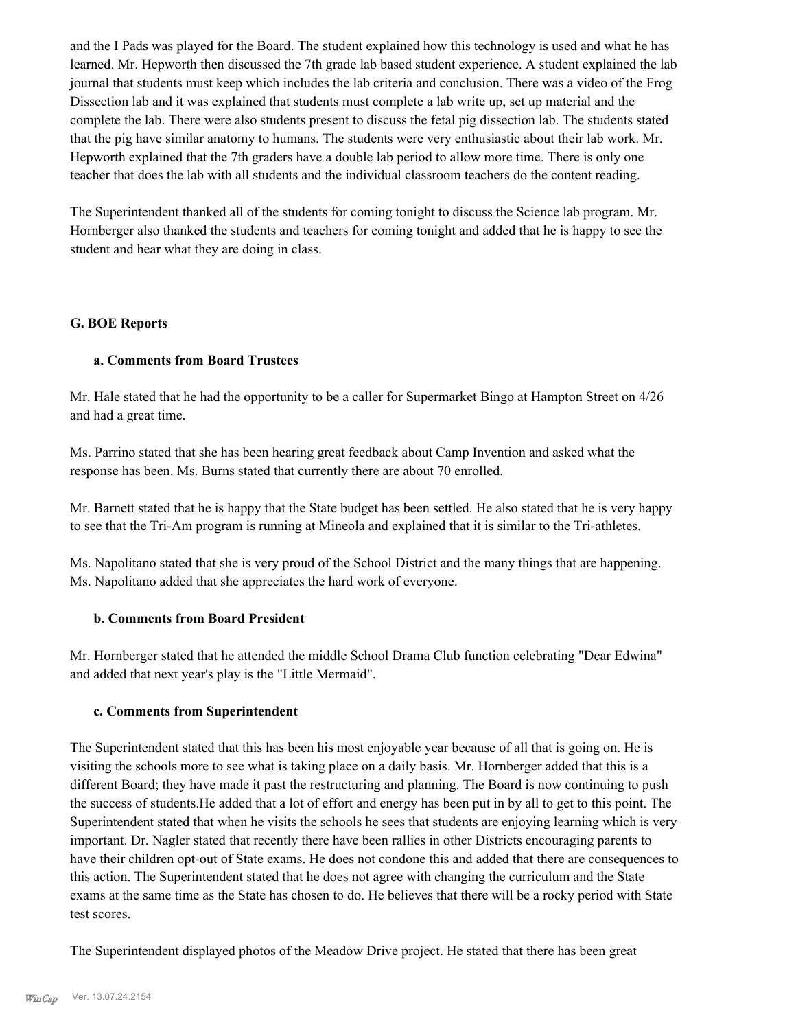and the I Pads was played for the Board. The student explained how this technology is used and what he has learned. Mr. Hepworth then discussed the 7th grade lab based student experience. A student explained the lab journal that students must keep which includes the lab criteria and conclusion. There was a video of the Frog Dissection lab and it was explained that students must complete a lab write up, set up material and the complete the lab. There were also students present to discuss the fetal pig dissection lab. The students stated that the pig have similar anatomy to humans. The students were very enthusiastic about their lab work. Mr. Hepworth explained that the 7th graders have a double lab period to allow more time. There is only one teacher that does the lab with all students and the individual classroom teachers do the content reading.

The Superintendent thanked all of the students for coming tonight to discuss the Science lab program. Mr. Hornberger also thanked the students and teachers for coming tonight and added that he is happy to see the student and hear what they are doing in class.

### G. BOE Reports

#### a. Comments from Board Trustees

Mr. Hale stated that he had the opportunity to be a caller for Supermarket Bingo at Hampton Street on 4/26 and had a great time.

Ms. Parrino stated that she has been hearing great feedback about Camp Invention and asked what the response has been. Ms. Burns stated that currently there are about 70 enrolled.

Mr. Barnett stated that he is happy that the State budget has been settled. He also stated that he is very happy to see that the Tri-Am program is running at Mineola and explained that it is similar to the Tri-athletes.

Ms. Napolitano stated that she is very proud of the School District and the many things that are happening. Ms. Napolitano added that she appreciates the hard work of everyone.

#### b. Comments from Board President

Mr. Hornberger stated that he attended the middle School Drama Club function celebrating "Dear Edwina" and added that next year's play is the "Little Mermaid".

#### c. Comments from Superintendent

The Superintendent stated that this has been his most enjoyable year because of all that is going on. He is visiting the schools more to see what is taking place on a daily basis. Mr. Hornberger added that this is a different Board; they have made it past the restructuring and planning. The Board is now continuing to push the success of students.He added that a lot of effort and energy has been put in by all to get to this point. The Superintendent stated that when he visits the schools he sees that students are enjoying learning which is very important. Dr. Nagler stated that recently there have been rallies in other Districts encouraging parents to have their children opt-out of State exams. He does not condone this and added that there are consequences to this action. The Superintendent stated that he does not agree with changing the curriculum and the State exams at the same time as the State has chosen to do. He believes that there will be a rocky period with State test scores.

The Superintendent displayed photos of the Meadow Drive project. He stated that there has been great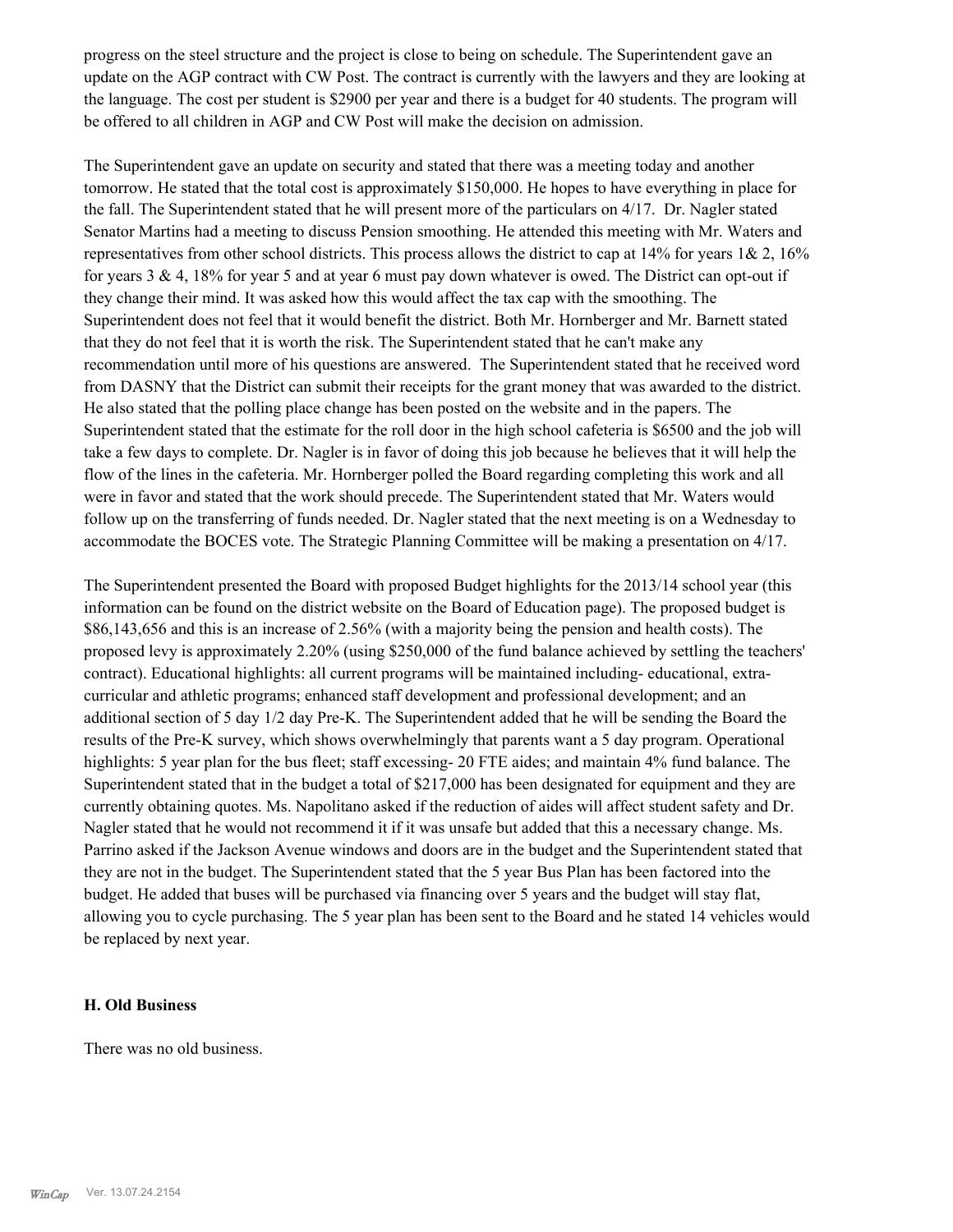progress on the steel structure and the project is close to being on schedule. The Superintendent gave an update on the AGP contract with CW Post. The contract is currently with the lawyers and they are looking at the language. The cost per student is $2900 per year and there is a budget for 40 students. The program will be offered to all children in AGP and CW Post will make the decision on admission.

The Superintendent gave an update on security and stated that there was a meeting today and another tomorrow. He stated that the total cost is approximately $150,000. He hopes to have everything in place for the fall. The Superintendent stated that he will present more of the particulars on 4/17. Dr. Nagler stated Senator Martins had a meeting to discuss Pension smoothing. He attended this meeting with Mr. Waters and representatives from other school districts. This process allows the district to cap at 14% for years 1& 2, 16% for years 3 & 4, 18% for year 5 and at year 6 must pay down whatever is owed. The District can opt-out if they change their mind. It was asked how this would affect the tax cap with the smoothing. The Superintendent does not feel that it would benefit the district. Both Mr. Hornberger and Mr. Barnett stated that they do not feel that it is worth the risk. The Superintendent stated that he can't make any recommendation until more of his questions are answered. The Superintendent stated that he received word from DASNY that the District can submit their receipts for the grant money that was awarded to the district. He also stated that the polling place change has been posted on the website and in the papers. The Superintendent stated that the estimate for the roll door in the high school cafeteria is $6500 and the job will take a few days to complete. Dr. Nagler is in favor of doing this job because he believes that it will help the flow of the lines in the cafeteria. Mr. Hornberger polled the Board regarding completing this work and all were in favor and stated that the work should precede. The Superintendent stated that Mr. Waters would follow up on the transferring of funds needed. Dr. Nagler stated that the next meeting is on a Wednesday to accommodate the BOCES vote. The Strategic Planning Committee will be making a presentation on 4/17.

The Superintendent presented the Board with proposed Budget highlights for the 2013/14 school year (this information can be found on the district website on the Board of Education page). The proposed budget is $86,143,656 and this is an increase of 2.56% (with a majority being the pension and health costs). The proposed levy is approximately 2.20% (using $250,000 of the fund balance achieved by settling the teachers' contract). Educational highlights: all current programs will be maintained including- educational, extra-curricular and athletic programs; enhanced staff development and professional development; and an additional section of 5 day 1/2 day Pre-K. The Superintendent added that he will be sending the Board the results of the Pre-K survey, which shows overwhelmingly that parents want a 5 day program. Operational highlights: 5 year plan for the bus fleet; staff excessing- 20 FTE aides; and maintain 4% fund balance. The Superintendent stated that in the budget a total of $217,000 has been designated for equipment and they are currently obtaining quotes. Ms. Napolitano asked if the reduction of aides will affect student safety and Dr. Nagler stated that he would not recommend it if it was unsafe but added that this a necessary change. Ms. Parrino asked if the Jackson Avenue windows and doors are in the budget and the Superintendent stated that they are not in the budget. The Superintendent stated that the 5 year Bus Plan has been factored into the budget. He added that buses will be purchased via financing over 5 years and the budget will stay flat, allowing you to cycle purchasing. The 5 year plan has been sent to the Board and he stated 14 vehicles would be replaced by next year.

### H. Old Business

There was no old business.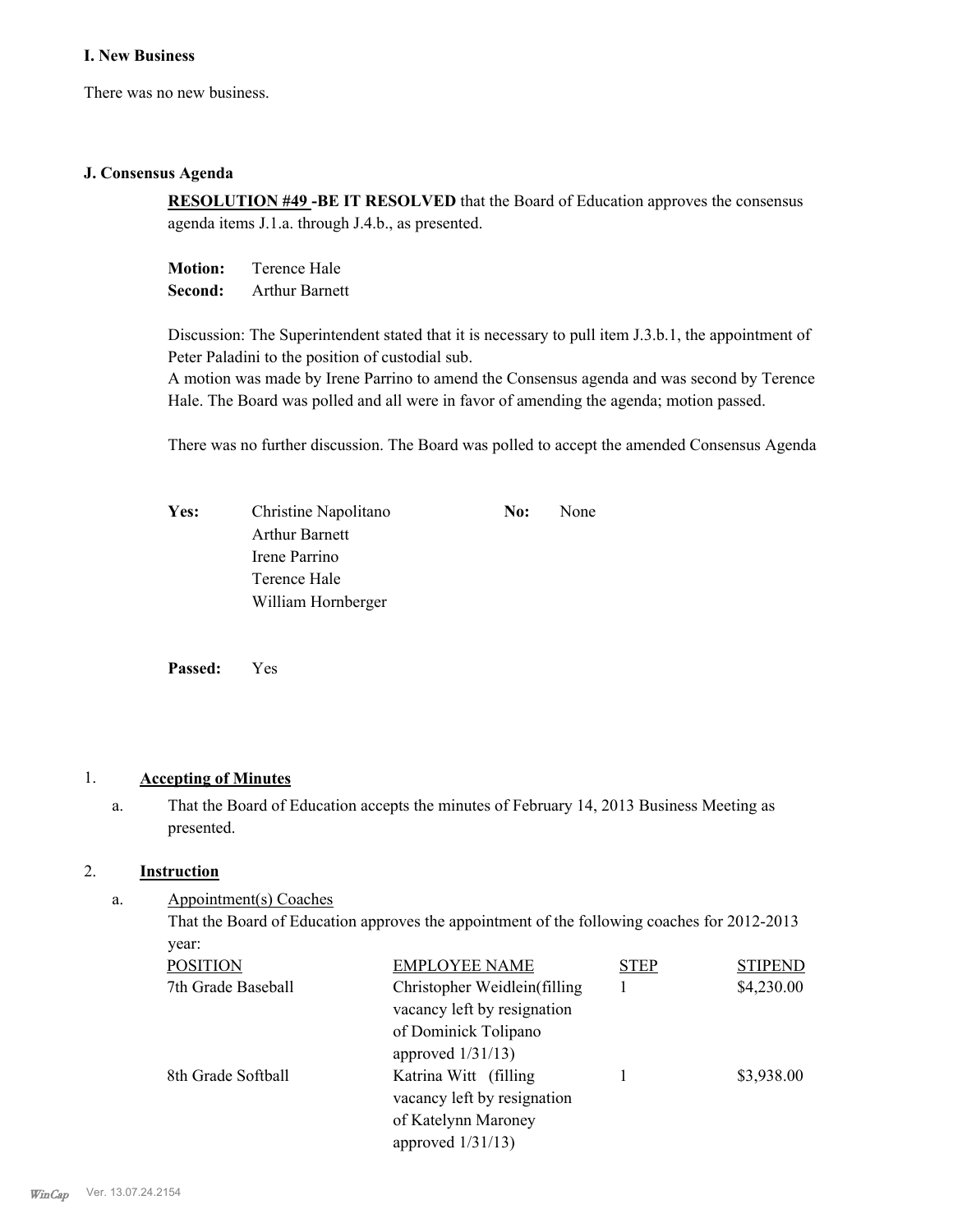## I. New Business

There was no new business.

## J. Consensus Agenda

**RESOLUTION #49 -BE IT RESOLVED** that the Board of Education approves the consensus agenda items J.1.a. through J.4.b., as presented.

**Motion:** Terence Hale
**Second:** Arthur Barnett

Discussion: The Superintendent stated that it is necessary to pull item J.3.b.1, the appointment of Peter Paladini to the position of custodial sub.
A motion was made by Irene Parrino to amend the Consensus agenda and was second by Terence Hale. The Board was polled and all were in favor of amending the agenda; motion passed.

There was no further discussion. The Board was polled to accept the amended Consensus Agenda

**Yes:** Christine Napolitano, Arthur Barnett, Irene Parrino, Terence Hale, William Hornberger

**No:** None

**Passed:** Yes

1. **Accepting of Minutes**

   a. That the Board of Education accepts the minutes of February 14, 2013 Business Meeting as presented.

2. **Instruction**

   a. Appointment(s) Coaches
   That the Board of Education approves the appointment of the following coaches for 2012-2013 year:

| POSITION | EMPLOYEE NAME | STEP | STIPEND |
|---|---|---|---|
| 7th Grade Baseball | Christopher Weidlein(filling vacancy left by resignation of Dominick Tolipano approved 1/31/13) | 1 | $4,230.00 |
| 8th Grade Softball | Katrina Witt (filling vacancy left by resignation of Katelynn Maroney approved 1/31/13) | 1 | $3,938.00 |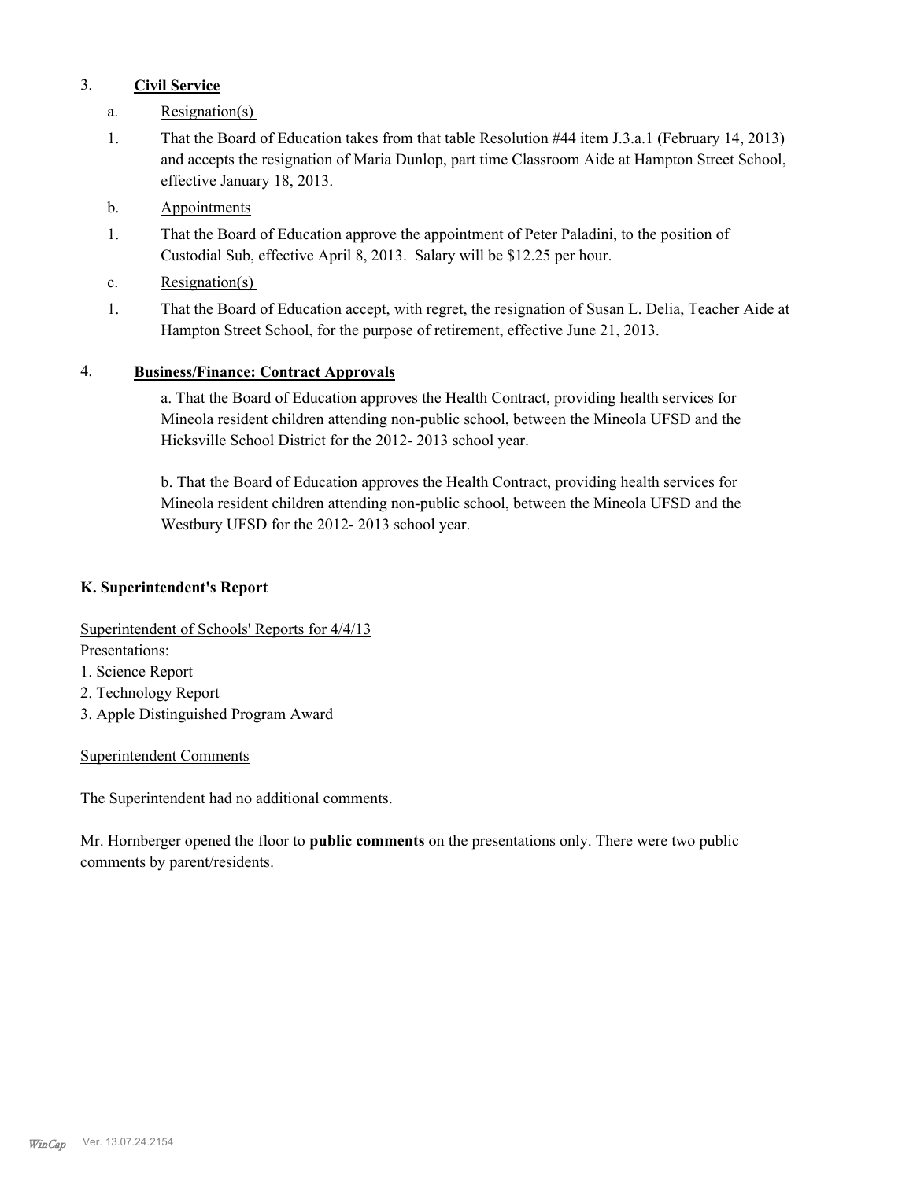3. **Civil Service**

a. Resignation(s)

1. That the Board of Education takes from that table Resolution #44 item J.3.a.1 (February 14, 2013) and accepts the resignation of Maria Dunlop, part time Classroom Aide at Hampton Street School, effective January 18, 2013.

b. Appointments

1. That the Board of Education approve the appointment of Peter Paladini, to the position of Custodial Sub, effective April 8, 2013. Salary will be $12.25 per hour.

c. Resignation(s)

1. That the Board of Education accept, with regret, the resignation of Susan L. Delia, Teacher Aide at Hampton Street School, for the purpose of retirement, effective June 21, 2013.

4. **Business/Finance: Contract Approvals**

a. That the Board of Education approves the Health Contract, providing health services for Mineola resident children attending non-public school, between the Mineola UFSD and the Hicksville School District for the 2012- 2013 school year.

b. That the Board of Education approves the Health Contract, providing health services for Mineola resident children attending non-public school, between the Mineola UFSD and the Westbury UFSD for the 2012- 2013 school year.

## K. Superintendent's Report

Superintendent of Schools' Reports for 4/4/13

Presentations:

1. Science Report
2. Technology Report
3. Apple Distinguished Program Award

Superintendent Comments

The Superintendent had no additional comments.

Mr. Hornberger opened the floor to **public comments** on the presentations only. There were two public comments by parent/residents.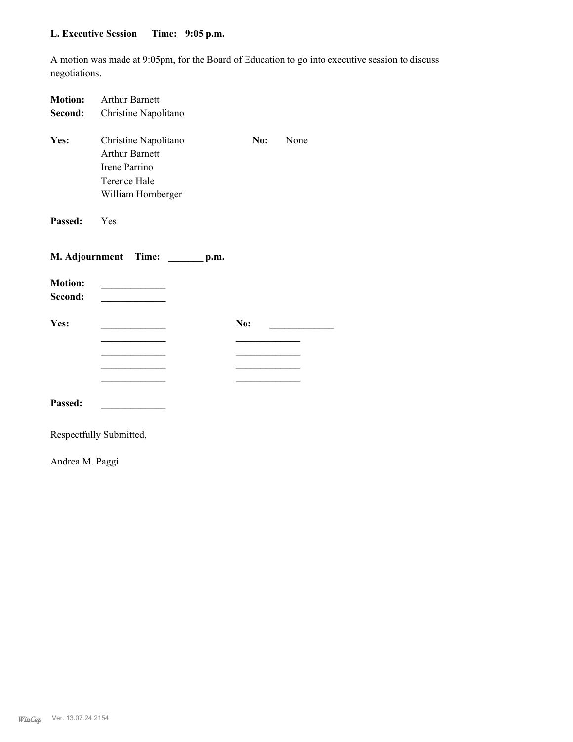**L. Executive Session Time: 9:05 p.m.**

A motion was made at 9:05pm, for the Board of Education to go into executive session to discuss negotiations.

**Motion:** Arthur Barnett
**Second:** Christine Napolitano

| | | | |
|---|---|---|---|
| **Yes:** | Christine Napolitano | **No:** | None |
| | Arthur Barnett | | |
| | Irene Parrino | | |
| | Terence Hale | | |
| | William Hornberger | | |

**Passed:** Yes

**M. Adjournment Time: _______ p.m.**

**Motion:** _____________
**Second:** _____________

| | | | |
|---|---|---|---|
| **Yes:** | _____________ | **No:** | _____________ |
| | _____________ | | _____________ |
| | _____________ | | _____________ |
| | _____________ | | _____________ |
| | _____________ | | _____________ |

**Passed:** _____________

Respectfully Submitted,

Andrea M. Paggi

WinCap Ver. 13.07.24.2154